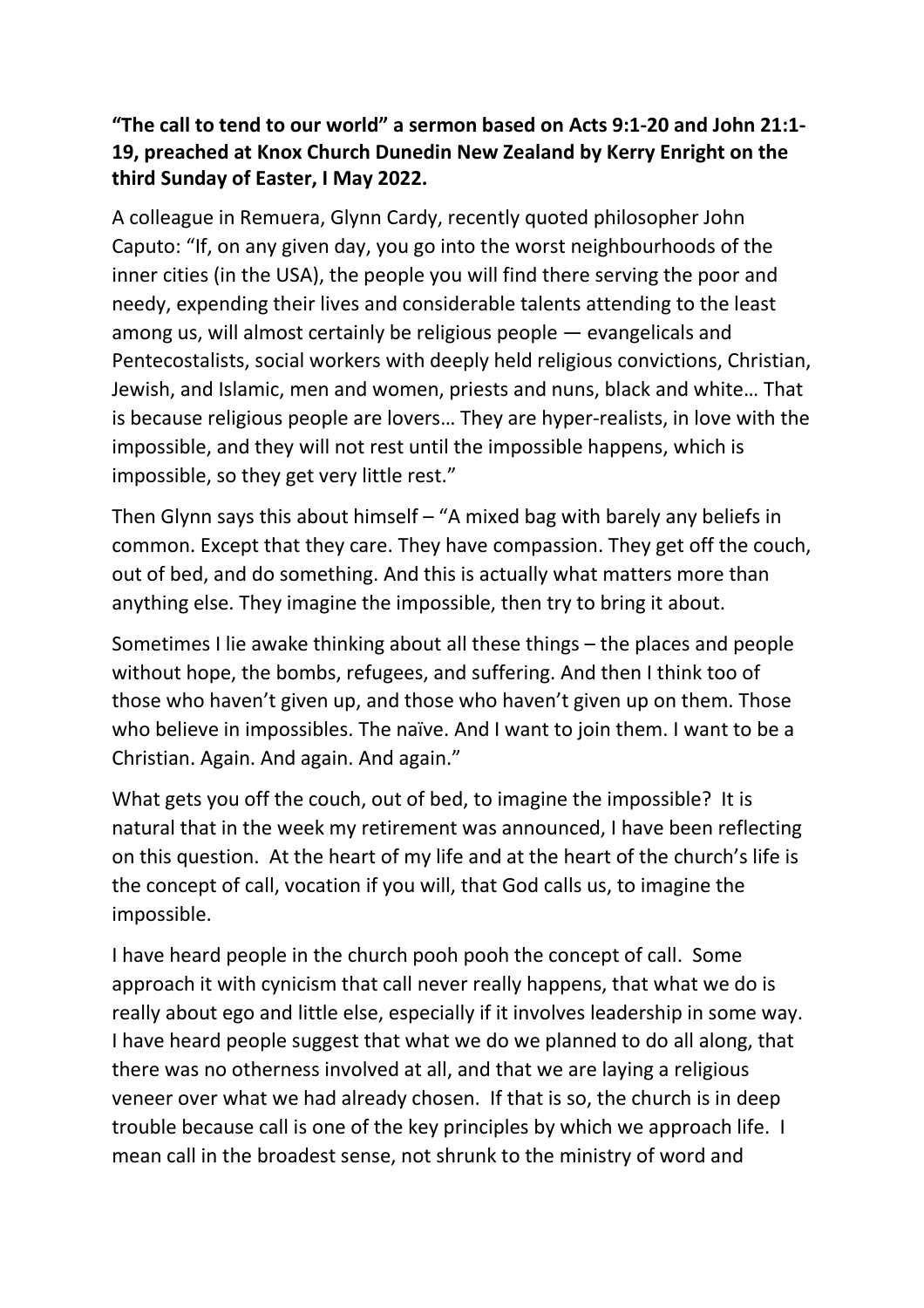**“The call to tend to our world” a sermon based on Acts 9:1-20 and John 21:1-19, preached at Knox Church Dunedin New Zealand by Kerry Enright on the third Sunday of Easter, I May 2022.**

A colleague in Remuera, Glynn Cardy, recently quoted philosopher John Caputo: “If, on any given day, you go into the worst neighbourhoods of the inner cities (in the USA), the people you will find there serving the poor and needy, expending their lives and considerable talents attending to the least among us, will almost certainly be religious people — evangelicals and Pentecostalists, social workers with deeply held religious convictions, Christian, Jewish, and Islamic, men and women, priests and nuns, black and white… That is because religious people are lovers… They are hyper-realists, in love with the impossible, and they will not rest until the impossible happens, which is impossible, so they get very little rest.”

Then Glynn says this about himself – “A mixed bag with barely any beliefs in common. Except that they care. They have compassion. They get off the couch, out of bed, and do something. And this is actually what matters more than anything else. They imagine the impossible, then try to bring it about.

Sometimes I lie awake thinking about all these things – the places and people without hope, the bombs, refugees, and suffering. And then I think too of those who haven’t given up, and those who haven’t given up on them. Those who believe in impossibles. The naïve. And I want to join them. I want to be a Christian. Again. And again. And again.”

What gets you off the couch, out of bed, to imagine the impossible? It is natural that in the week my retirement was announced, I have been reflecting on this question. At the heart of my life and at the heart of the church’s life is the concept of call, vocation if you will, that God calls us, to imagine the impossible.

I have heard people in the church pooh pooh the concept of call. Some approach it with cynicism that call never really happens, that what we do is really about ego and little else, especially if it involves leadership in some way. I have heard people suggest that what we do we planned to do all along, that there was no otherness involved at all, and that we are laying a religious veneer over what we had already chosen. If that is so, the church is in deep trouble because call is one of the key principles by which we approach life. I mean call in the broadest sense, not shrunk to the ministry of word and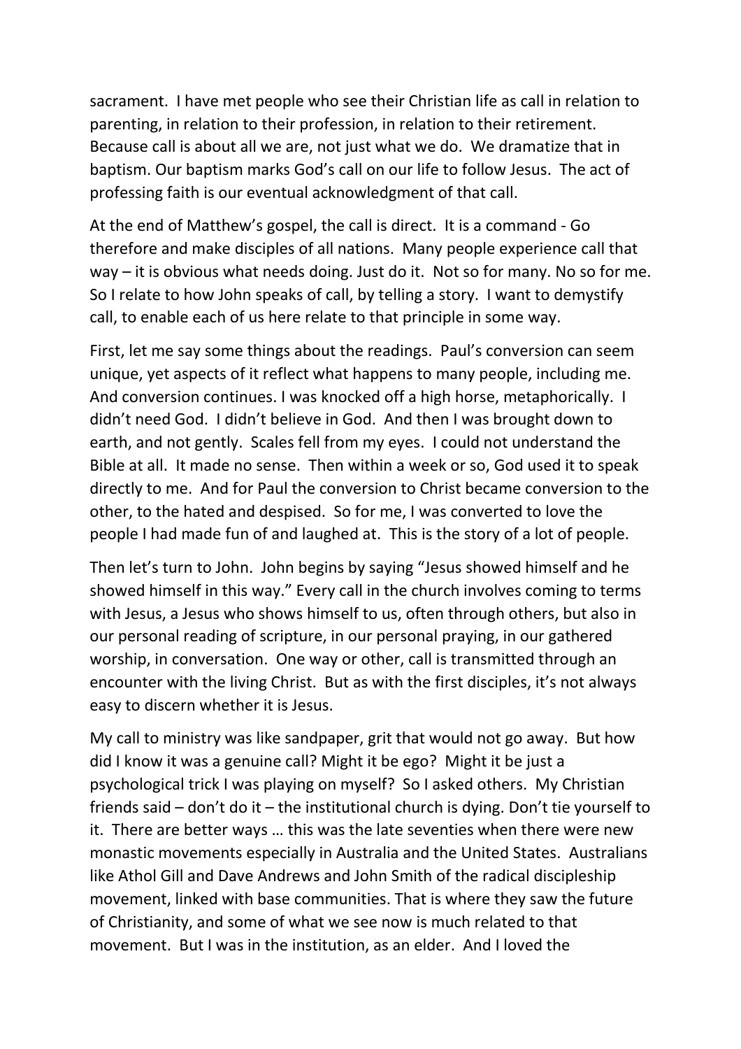sacrament. I have met people who see their Christian life as call in relation to parenting, in relation to their profession, in relation to their retirement. Because call is about all we are, not just what we do. We dramatize that in baptism. Our baptism marks God's call on our life to follow Jesus. The act of professing faith is our eventual acknowledgment of that call.

At the end of Matthew's gospel, the call is direct. It is a command - Go therefore and make disciples of all nations. Many people experience call that way – it is obvious what needs doing. Just do it. Not so for many. No so for me. So I relate to how John speaks of call, by telling a story. I want to demystify call, to enable each of us here relate to that principle in some way.

First, let me say some things about the readings. Paul's conversion can seem unique, yet aspects of it reflect what happens to many people, including me. And conversion continues. I was knocked off a high horse, metaphorically. I didn't need God. I didn't believe in God. And then I was brought down to earth, and not gently. Scales fell from my eyes. I could not understand the Bible at all. It made no sense. Then within a week or so, God used it to speak directly to me. And for Paul the conversion to Christ became conversion to the other, to the hated and despised. So for me, I was converted to love the people I had made fun of and laughed at. This is the story of a lot of people.

Then let's turn to John. John begins by saying "Jesus showed himself and he showed himself in this way." Every call in the church involves coming to terms with Jesus, a Jesus who shows himself to us, often through others, but also in our personal reading of scripture, in our personal praying, in our gathered worship, in conversation. One way or other, call is transmitted through an encounter with the living Christ. But as with the first disciples, it's not always easy to discern whether it is Jesus.

My call to ministry was like sandpaper, grit that would not go away. But how did I know it was a genuine call? Might it be ego? Might it be just a psychological trick I was playing on myself? So I asked others. My Christian friends said – don't do it – the institutional church is dying. Don't tie yourself to it. There are better ways … this was the late seventies when there were new monastic movements especially in Australia and the United States. Australians like Athol Gill and Dave Andrews and John Smith of the radical discipleship movement, linked with base communities. That is where they saw the future of Christianity, and some of what we see now is much related to that movement. But I was in the institution, as an elder. And I loved the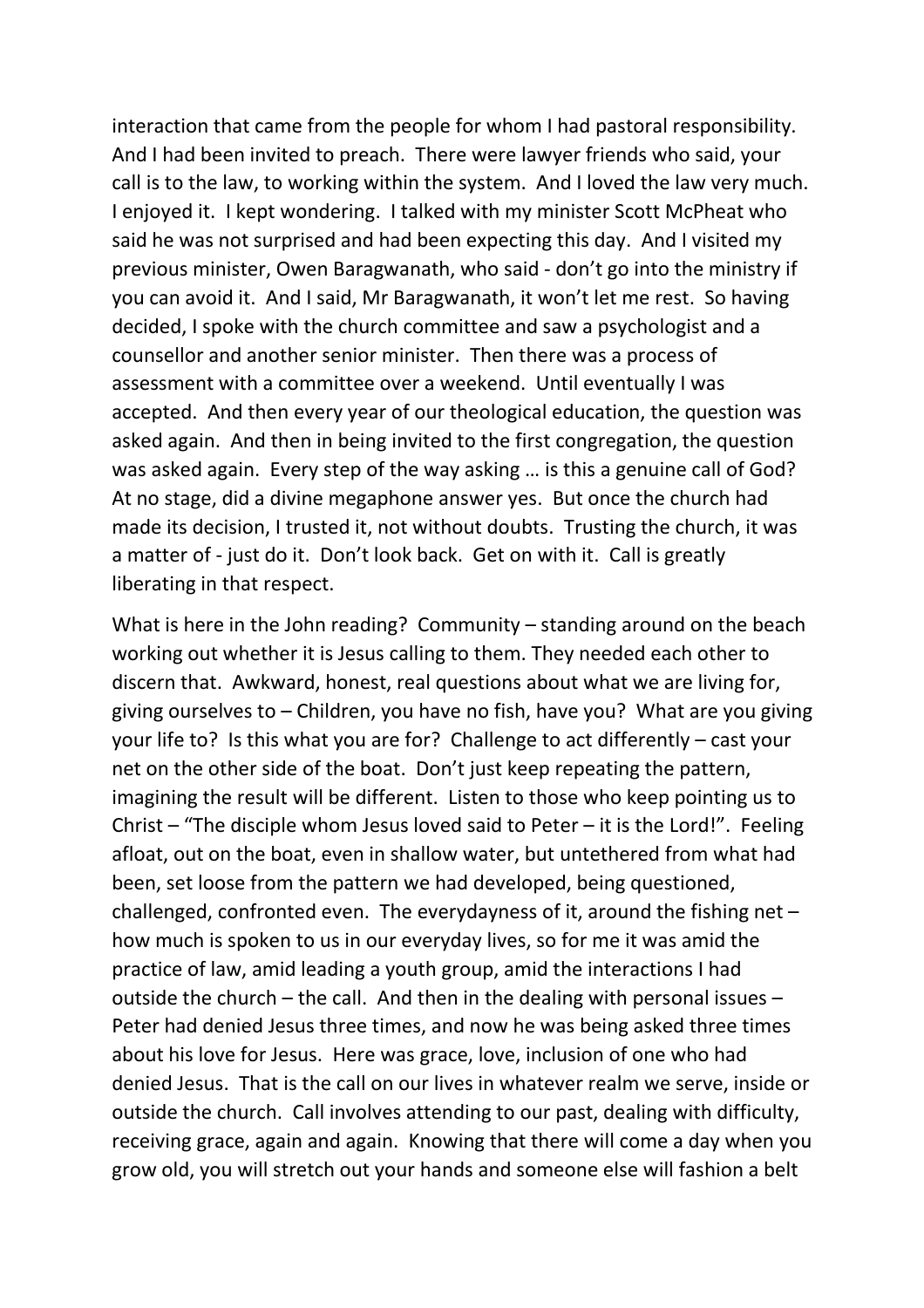interaction that came from the people for whom I had pastoral responsibility. And I had been invited to preach. There were lawyer friends who said, your call is to the law, to working within the system. And I loved the law very much. I enjoyed it. I kept wondering. I talked with my minister Scott McPheat who said he was not surprised and had been expecting this day. And I visited my previous minister, Owen Baragwanath, who said - don't go into the ministry if you can avoid it. And I said, Mr Baragwanath, it won't let me rest. So having decided, I spoke with the church committee and saw a psychologist and a counsellor and another senior minister. Then there was a process of assessment with a committee over a weekend. Until eventually I was accepted. And then every year of our theological education, the question was asked again. And then in being invited to the first congregation, the question was asked again. Every step of the way asking … is this a genuine call of God? At no stage, did a divine megaphone answer yes. But once the church had made its decision, I trusted it, not without doubts. Trusting the church, it was a matter of - just do it. Don't look back. Get on with it. Call is greatly liberating in that respect.

What is here in the John reading? Community – standing around on the beach working out whether it is Jesus calling to them. They needed each other to discern that. Awkward, honest, real questions about what we are living for, giving ourselves to – Children, you have no fish, have you? What are you giving your life to? Is this what you are for? Challenge to act differently – cast your net on the other side of the boat. Don't just keep repeating the pattern, imagining the result will be different. Listen to those who keep pointing us to Christ – "The disciple whom Jesus loved said to Peter – it is the Lord!". Feeling afloat, out on the boat, even in shallow water, but untethered from what had been, set loose from the pattern we had developed, being questioned, challenged, confronted even. The everydayness of it, around the fishing net – how much is spoken to us in our everyday lives, so for me it was amid the practice of law, amid leading a youth group, amid the interactions I had outside the church – the call. And then in the dealing with personal issues – Peter had denied Jesus three times, and now he was being asked three times about his love for Jesus. Here was grace, love, inclusion of one who had denied Jesus. That is the call on our lives in whatever realm we serve, inside or outside the church. Call involves attending to our past, dealing with difficulty, receiving grace, again and again. Knowing that there will come a day when you grow old, you will stretch out your hands and someone else will fashion a belt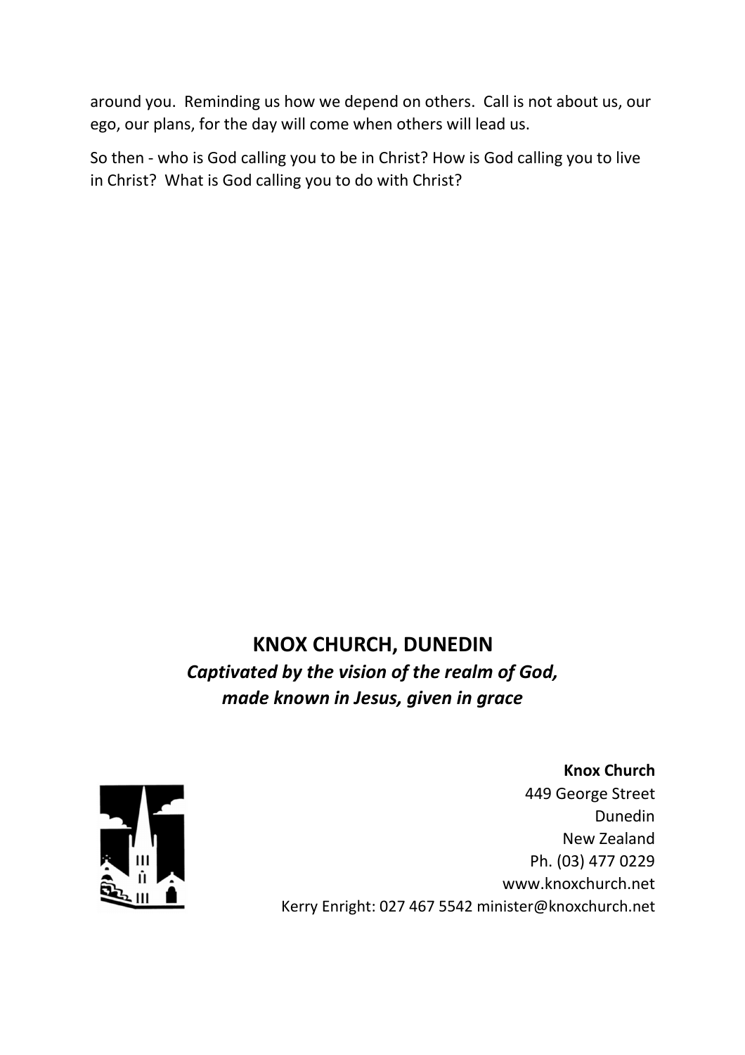around you. Reminding us how we depend on others. Call is not about us, our ego, our plans, for the day will come when others will lead us.

So then - who is God calling you to be in Christ? How is God calling you to live in Christ? What is God calling you to do with Christ?

## KNOX CHURCH, DUNEDIN

***Captivated by the vision of the realm of God, made known in Jesus, given in grace***

**Knox Church**
449 George Street
Dunedin
New Zealand
Ph. (03) 477 0229
www.knoxchurch.net
Kerry Enright: 027 467 5542 minister@knoxchurch.net